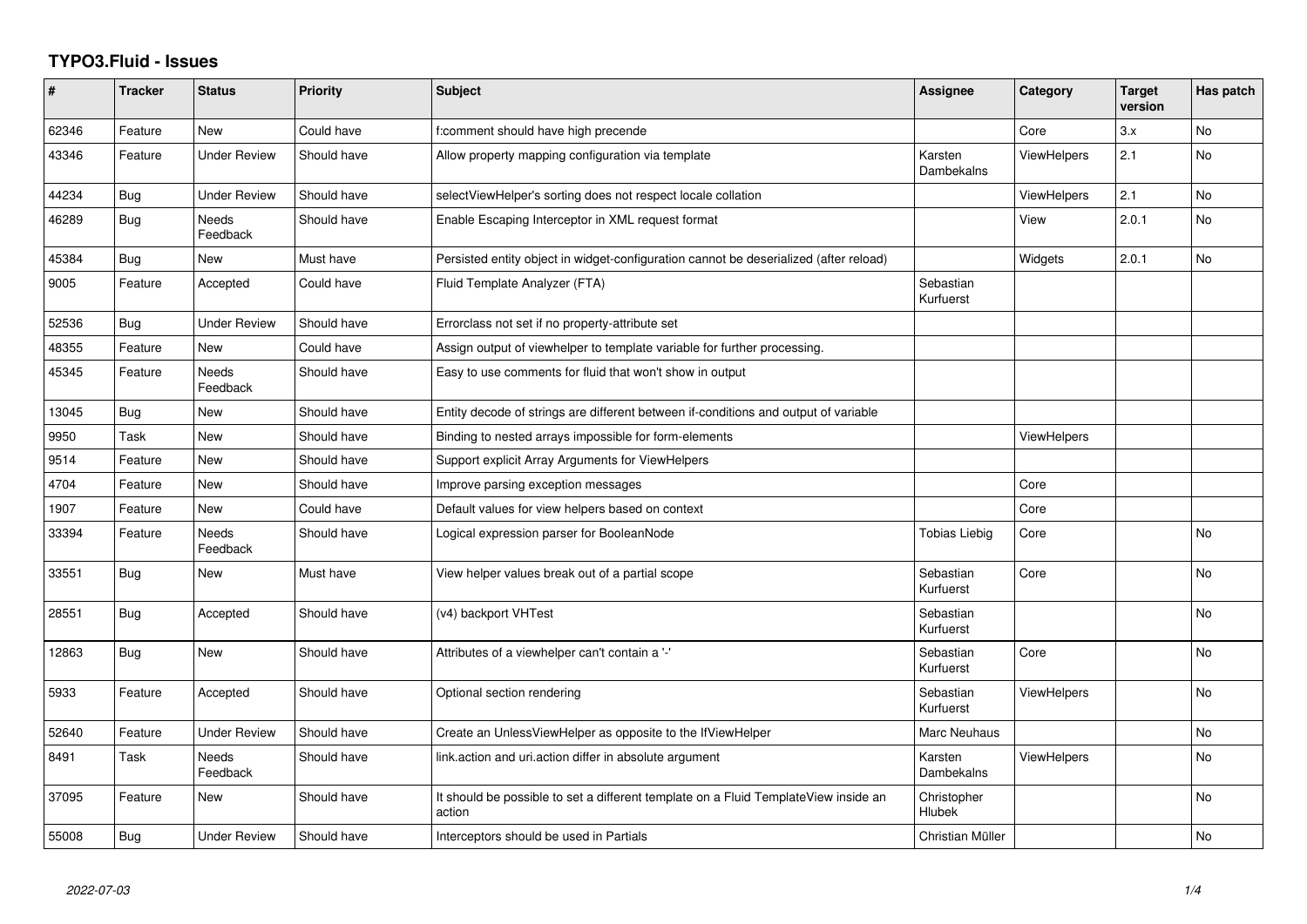# TYPO3.Fluid - Issues

| # | Tracker | Status | Priority | Subject | Assignee | Category | Target version | Has patch |
|---|---|---|---|---|---|---|---|---|
| 62346 | Feature | New | Could have | f:comment should have high precende | | Core | 3.x | No |
| 43346 | Feature | Under Review | Should have | Allow property mapping configuration via template | Karsten Dambekalns | ViewHelpers | 2.1 | No |
| 44234 | Bug | Under Review | Should have | selectViewHelper's sorting does not respect locale collation | | ViewHelpers | 2.1 | No |
| 46289 | Bug | Needs Feedback | Should have | Enable Escaping Interceptor in XML request format | | View | 2.0.1 | No |
| 45384 | Bug | New | Must have | Persisted entity object in widget-configuration cannot be deserialized (after reload) | | Widgets | 2.0.1 | No |
| 9005 | Feature | Accepted | Could have | Fluid Template Analyzer (FTA) | Sebastian Kurfuerst | | | |
| 52536 | Bug | Under Review | Should have | Errorclass not set if no property-attribute set | | | | |
| 48355 | Feature | New | Could have | Assign output of viewhelper to template variable for further processing. | | | | |
| 45345 | Feature | Needs Feedback | Should have | Easy to use comments for fluid that won't show in output | | | | |
| 13045 | Bug | New | Should have | Entity decode of strings are different between if-conditions and output of variable | | | | |
| 9950 | Task | New | Should have | Binding to nested arrays impossible for form-elements | | ViewHelpers | | |
| 9514 | Feature | New | Should have | Support explicit Array Arguments for ViewHelpers | | | | |
| 4704 | Feature | New | Should have | Improve parsing exception messages | | Core | | |
| 1907 | Feature | New | Could have | Default values for view helpers based on context | | Core | | |
| 33394 | Feature | Needs Feedback | Should have | Logical expression parser for BooleanNode | Tobias Liebig | Core | | No |
| 33551 | Bug | New | Must have | View helper values break out of a partial scope | Sebastian Kurfuerst | Core | | No |
| 28551 | Bug | Accepted | Should have | (v4) backport VHTest | Sebastian Kurfuerst | | | No |
| 12863 | Bug | New | Should have | Attributes of a viewhelper can't contain a '-' | Sebastian Kurfuerst | Core | | No |
| 5933 | Feature | Accepted | Should have | Optional section rendering | Sebastian Kurfuerst | ViewHelpers | | No |
| 52640 | Feature | Under Review | Should have | Create an UnlessViewHelper as opposite to the IfViewHelper | Marc Neuhaus | | | No |
| 8491 | Task | Needs Feedback | Should have | link.action and uri.action differ in absolute argument | Karsten Dambekalns | ViewHelpers | | No |
| 37095 | Feature | New | Should have | It should be possible to set a different template on a Fluid TemplateView inside an action | Christopher Hlubek | | | No |
| 55008 | Bug | Under Review | Should have | Interceptors should be used in Partials | Christian Müller | | | No |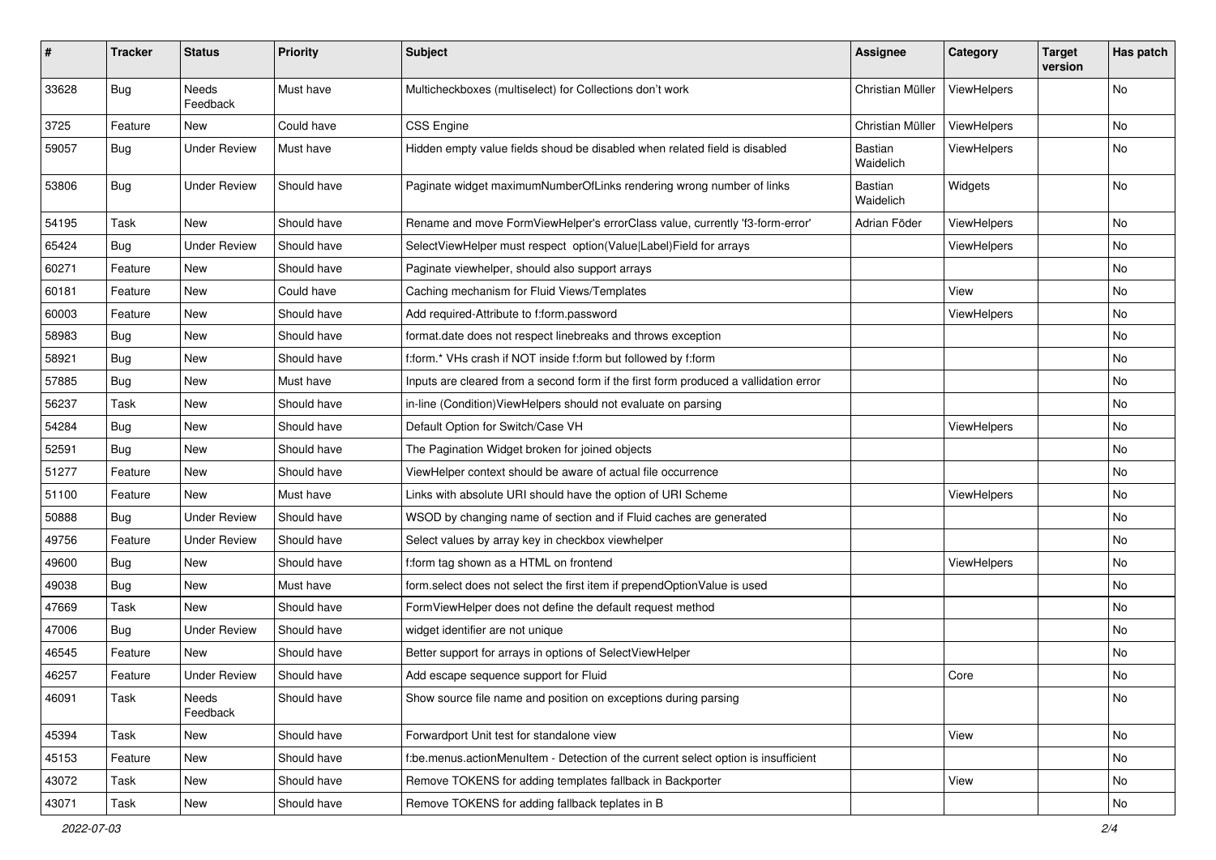| # | Tracker | Status | Priority | Subject | Assignee | Category | Target version | Has patch |
|---|---|---|---|---|---|---|---|---|
| 33628 | Bug | Needs Feedback | Must have | Multicheckboxes (multiselect) for Collections don't work | Christian Müller | ViewHelpers | | No |
| 3725 | Feature | New | Could have | CSS Engine | Christian Müller | ViewHelpers | | No |
| 59057 | Bug | Under Review | Must have | Hidden empty value fields shoud be disabled when related field is disabled | Bastian Waidelich | ViewHelpers | | No |
| 53806 | Bug | Under Review | Should have | Paginate widget maximumNumberOfLinks rendering wrong number of links | Bastian Waidelich | Widgets | | No |
| 54195 | Task | New | Should have | Rename and move FormViewHelper's errorClass value, currently 'f3-form-error' | Adrian Föder | ViewHelpers | | No |
| 65424 | Bug | Under Review | Should have | SelectViewHelper must respect option(Value\|Label)Field for arrays | | ViewHelpers | | No |
| 60271 | Feature | New | Should have | Paginate viewhelper, should also support arrays | | | | No |
| 60181 | Feature | New | Could have | Caching mechanism for Fluid Views/Templates | | View | | No |
| 60003 | Feature | New | Should have | Add required-Attribute to f:form.password | | ViewHelpers | | No |
| 58983 | Bug | New | Should have | format.date does not respect linebreaks and throws exception | | | | No |
| 58921 | Bug | New | Should have | f:form.* VHs crash if NOT inside f:form but followed by f:form | | | | No |
| 57885 | Bug | New | Must have | Inputs are cleared from a second form if the first form produced a vallidation error | | | | No |
| 56237 | Task | New | Should have | in-line (Condition)ViewHelpers should not evaluate on parsing | | | | No |
| 54284 | Bug | New | Should have | Default Option for Switch/Case VH | | ViewHelpers | | No |
| 52591 | Bug | New | Should have | The Pagination Widget broken for joined objects | | | | No |
| 51277 | Feature | New | Should have | ViewHelper context should be aware of actual file occurrence | | | | No |
| 51100 | Feature | New | Must have | Links with absolute URI should have the option of URI Scheme | | ViewHelpers | | No |
| 50888 | Bug | Under Review | Should have | WSOD by changing name of section and if Fluid caches are generated | | | | No |
| 49756 | Feature | Under Review | Should have | Select values by array key in checkbox viewhelper | | | | No |
| 49600 | Bug | New | Should have | f:form tag shown as a HTML on frontend | | ViewHelpers | | No |
| 49038 | Bug | New | Must have | form.select does not select the first item if prependOptionValue is used | | | | No |
| 47669 | Task | New | Should have | FormViewHelper does not define the default request method | | | | No |
| 47006 | Bug | Under Review | Should have | widget identifier are not unique | | | | No |
| 46545 | Feature | New | Should have | Better support for arrays in options of SelectViewHelper | | | | No |
| 46257 | Feature | Under Review | Should have | Add escape sequence support for Fluid | | Core | | No |
| 46091 | Task | Needs Feedback | Should have | Show source file name and position on exceptions during parsing | | | | No |
| 45394 | Task | New | Should have | Forwardport Unit test for standalone view | | View | | No |
| 45153 | Feature | New | Should have | f:be.menus.actionMenuItem - Detection of the current select option is insufficient | | | | No |
| 43072 | Task | New | Should have | Remove TOKENS for adding templates fallback in Backporter | | View | | No |
| 43071 | Task | New | Should have | Remove TOKENS for adding fallback teplates in B | | | | No |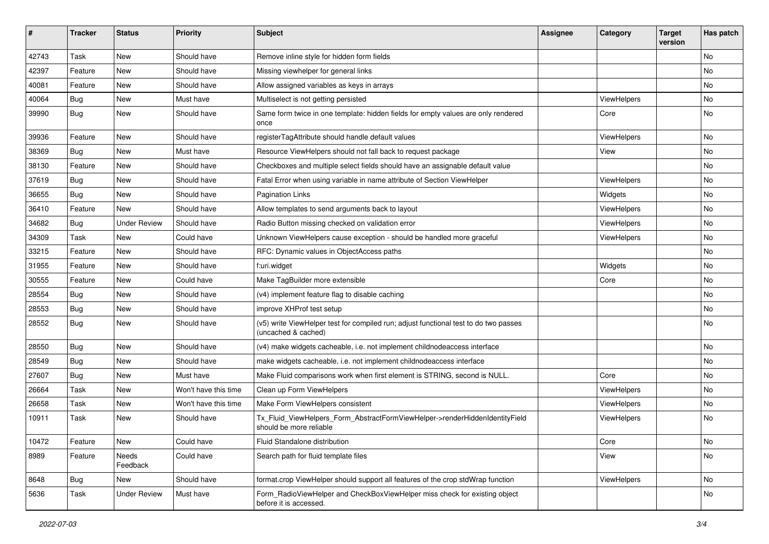| # | Tracker | Status | Priority | Subject | Assignee | Category | Target version | Has patch |
|---|---|---|---|---|---|---|---|---|
| 42743 | Task | New | Should have | Remove inline style for hidden form fields | | | | No |
| 42397 | Feature | New | Should have | Missing viewhelper for general links | | | | No |
| 40081 | Feature | New | Should have | Allow assigned variables as keys in arrays | | | | No |
| 40064 | Bug | New | Must have | Multiselect is not getting persisted | | ViewHelpers | | No |
| 39990 | Bug | New | Should have | Same form twice in one template: hidden fields for empty values are only rendered once | | Core | | No |
| 39936 | Feature | New | Should have | registerTagAttribute should handle default values | | ViewHelpers | | No |
| 38369 | Bug | New | Must have | Resource ViewHelpers should not fall back to request package | | View | | No |
| 38130 | Feature | New | Should have | Checkboxes and multiple select fields should have an assignable default value | | | | No |
| 37619 | Bug | New | Should have | Fatal Error when using variable in name attribute of Section ViewHelper | | ViewHelpers | | No |
| 36655 | Bug | New | Should have | Pagination Links | | Widgets | | No |
| 36410 | Feature | New | Should have | Allow templates to send arguments back to layout | | ViewHelpers | | No |
| 34682 | Bug | Under Review | Should have | Radio Button missing checked on validation error | | ViewHelpers | | No |
| 34309 | Task | New | Could have | Unknown ViewHelpers cause exception - should be handled more graceful | | ViewHelpers | | No |
| 33215 | Feature | New | Should have | RFC: Dynamic values in ObjectAccess paths | | | | No |
| 31955 | Feature | New | Should have | f:uri.widget | | Widgets | | No |
| 30555 | Feature | New | Could have | Make TagBuilder more extensible | | Core | | No |
| 28554 | Bug | New | Should have | (v4) implement feature flag to disable caching | | | | No |
| 28553 | Bug | New | Should have | improve XHProf test setup | | | | No |
| 28552 | Bug | New | Should have | (v5) write ViewHelper test for compiled run; adjust functional test to do two passes (uncached & cached) | | | | No |
| 28550 | Bug | New | Should have | (v4) make widgets cacheable, i.e. not implement childnodeaccess interface | | | | No |
| 28549 | Bug | New | Should have | make widgets cacheable, i.e. not implement childnodeaccess interface | | | | No |
| 27607 | Bug | New | Must have | Make Fluid comparisons work when first element is STRING, second is NULL. | | Core | | No |
| 26664 | Task | New | Won't have this time | Clean up Form ViewHelpers | | ViewHelpers | | No |
| 26658 | Task | New | Won't have this time | Make Form ViewHelpers consistent | | ViewHelpers | | No |
| 10911 | Task | New | Should have | Tx_Fluid_ViewHelpers_Form_AbstractFormViewHelper->renderHiddenIdentityField should be more reliable | | ViewHelpers | | No |
| 10472 | Feature | New | Could have | Fluid Standalone distribution | | Core | | No |
| 8989 | Feature | Needs Feedback | Could have | Search path for fluid template files | | View | | No |
| 8648 | Bug | New | Should have | format.crop ViewHelper should support all features of the crop stdWrap function | | ViewHelpers | | No |
| 5636 | Task | Under Review | Must have | Form_RadioViewHelper and CheckBoxViewHelper miss check for existing object before it is accessed. | | | | No |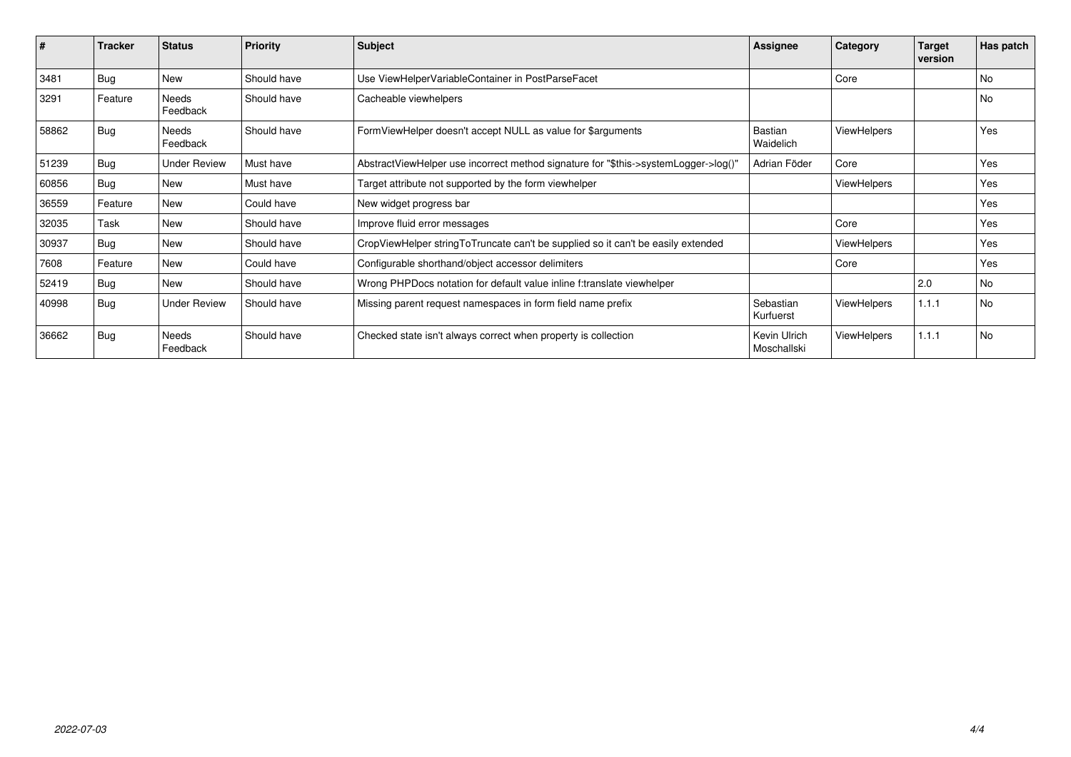| # | Tracker | Status | Priority | Subject | Assignee | Category | Target version | Has patch |
|---|---|---|---|---|---|---|---|---|
| 3481 | Bug | New | Should have | Use ViewHelperVariableContainer in PostParseFacet | | Core | | No |
| 3291 | Feature | Needs Feedback | Should have | Cacheable viewhelpers | | | | No |
| 58862 | Bug | Needs Feedback | Should have | FormViewHelper doesn't accept NULL as value for $arguments | Bastian Waidelich | ViewHelpers | | Yes |
| 51239 | Bug | Under Review | Must have | AbstractViewHelper use incorrect method signature for "$this->systemLogger->log()" | Adrian Föder | Core | | Yes |
| 60856 | Bug | New | Must have | Target attribute not supported by the form viewhelper | | ViewHelpers | | Yes |
| 36559 | Feature | New | Could have | New widget progress bar | | | | Yes |
| 32035 | Task | New | Should have | Improve fluid error messages | | Core | | Yes |
| 30937 | Bug | New | Should have | CropViewHelper stringToTruncate can't be supplied so it can't be easily extended | | ViewHelpers | | Yes |
| 7608 | Feature | New | Could have | Configurable shorthand/object accessor delimiters | | Core | | Yes |
| 52419 | Bug | New | Should have | Wrong PHPDocs notation for default value inline f:translate viewhelper | | | 2.0 | No |
| 40998 | Bug | Under Review | Should have | Missing parent request namespaces in form field name prefix | Sebastian Kurfuerst | ViewHelpers | 1.1.1 | No |
| 36662 | Bug | Needs Feedback | Should have | Checked state isn't always correct when property is collection | Kevin Ulrich Moschallski | ViewHelpers | 1.1.1 | No |

*2022-07-03*